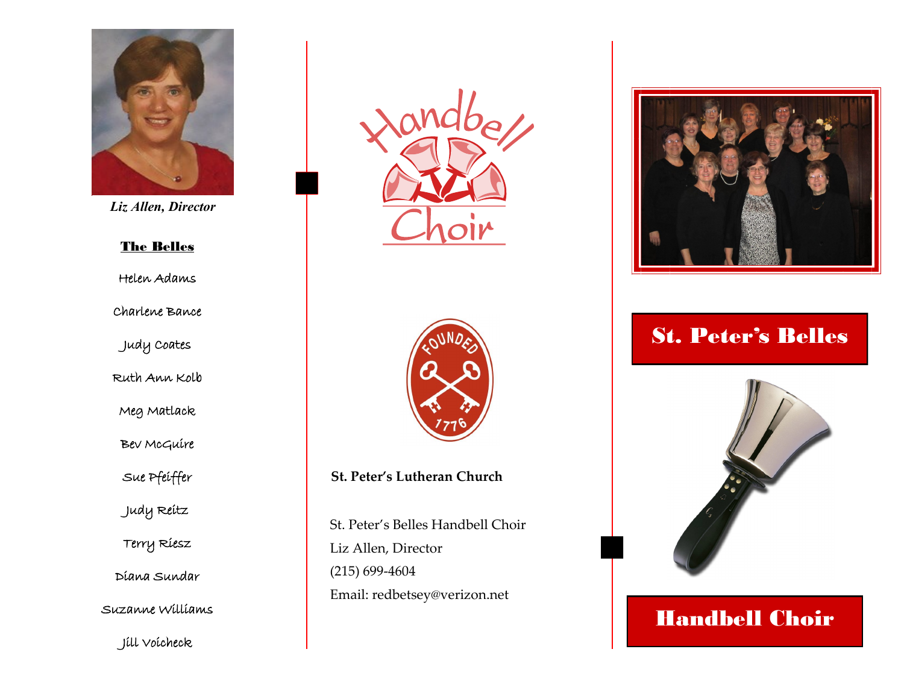*Liz Allen, Director*

**The Belles**

Helen Adams

Charlene Bance

Judy Coates

Ruth Ann Kolb

Meg Matlack

Bev McGuire

Sue Pfeiffer

Judy Reitz

Terry Riesz

Diana Sundar

Suzanne Williams

Jill Voicheck

Handbell Choir

FOUNDED 1776

**St. Peter's Lutheran Church**

St. Peter's Belles Handbell Choir
Liz Allen, Director
(215) 699-4604
Email: redbetsey@verizon.net

# St. Peter's Belles

# Handbell Choir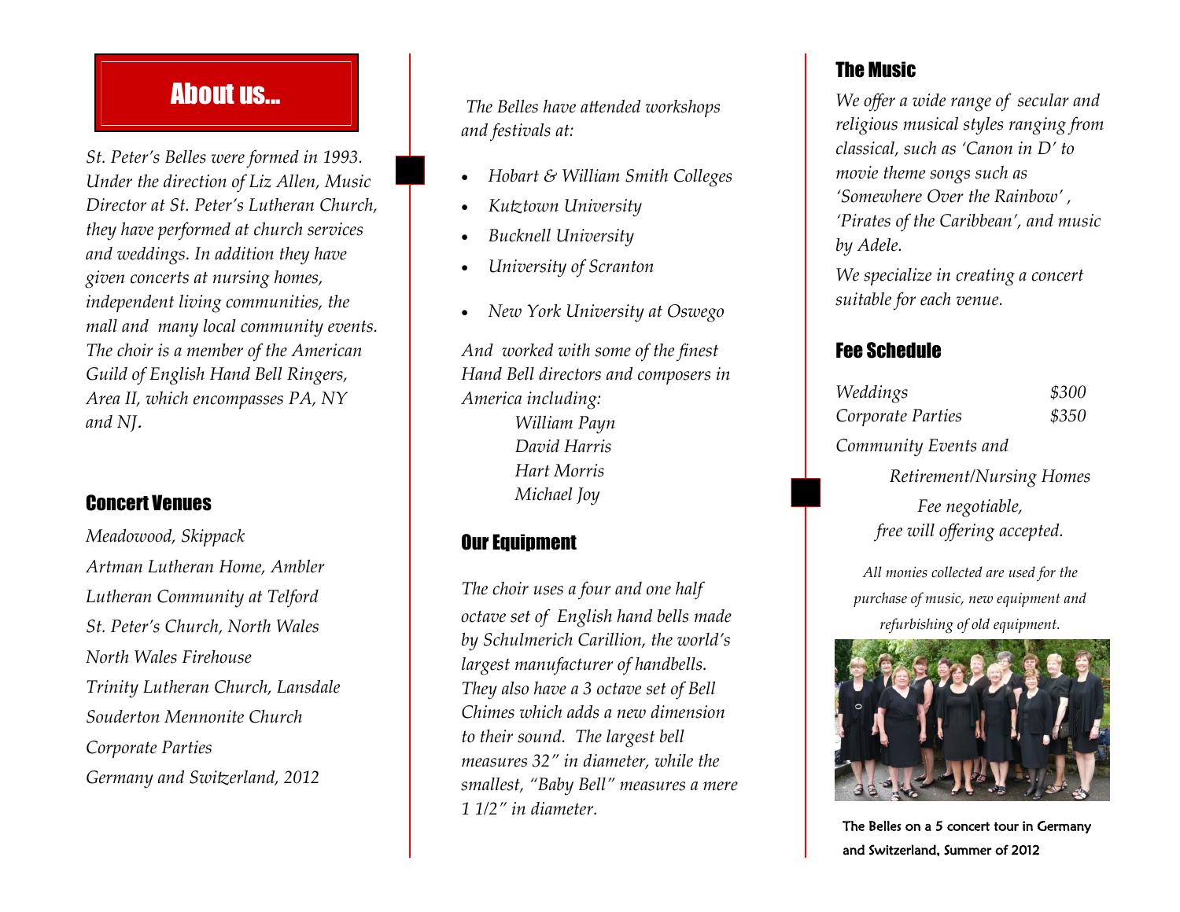## About us...

*St. Peter's Belles were formed in 1993. Under the direction of Liz Allen, Music Director at St. Peter's Lutheran Church, they have performed at church services and weddings. In addition they have given concerts at nursing homes, independent living communities, the mall and many local community events. The choir is a member of the American Guild of English Hand Bell Ringers, Area II, which encompasses PA, NY and NJ.*

## Concert Venues

*Meadowood, Skippack*

*Artman Lutheran Home, Ambler*

*Lutheran Community at Telford*

*St. Peter's Church, North Wales*

*North Wales Firehouse*

*Trinity Lutheran Church, Lansdale*

*Souderton Mennonite Church*

*Corporate Parties*

*Germany and Switzerland, 2012*

*The Belles have attended workshops and festivals at:*

- *Hobart & William Smith Colleges*
- *Kutztown University*
- *Bucknell University*
- *University of Scranton*
- *New York University at Oswego*

*And worked with some of the finest Hand Bell directors and composers in America including:*

*William Payn*
*David Harris*
*Hart Morris*
*Michael Joy*

## Our Equipment

*The choir uses a four and one half octave set of English hand bells made by Schulmerich Carillion, the world's largest manufacturer of handbells. They also have a 3 octave set of Bell Chimes which adds a new dimension to their sound. The largest bell measures 32" in diameter, while the smallest, "Baby Bell" measures a mere 1 1/2" in diameter.*

## The Music

*We offer a wide range of secular and religious musical styles ranging from classical, such as 'Canon in D' to movie theme songs such as 'Somewhere Over the Rainbow', 'Pirates of the Caribbean', and music by Adele.*

*We specialize in creating a concert suitable for each venue.*

## Fee Schedule

| | |
|---|---|
| *Weddings* | *$300* |
| *Corporate Parties* | *$350* |

*Community Events and*

*Retirement/Nursing Homes*

*Fee negotiable,*
*free will offering accepted.*

*All monies collected are used for the purchase of music, new equipment and refurbishing of old equipment.*

The Belles on a 5 concert tour in Germany and Switzerland, Summer of 2012